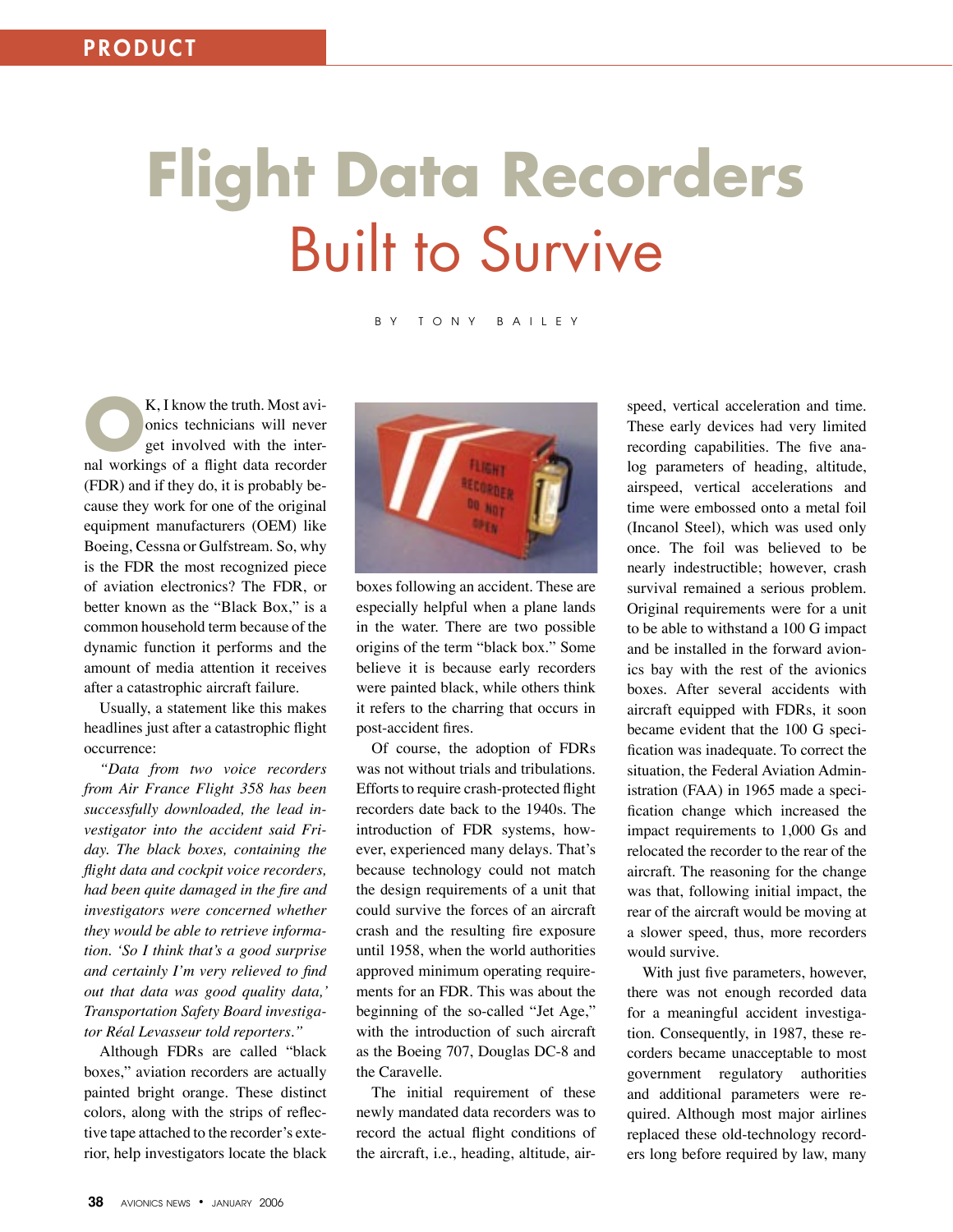PRODUCT

# Flight Data Recorders

## Built to Survive

BY TONY BAILEY

OK, I know the truth. Most avionics technicians will never get involved with the internal workings of a flight data recorder (FDR) and if they do, it is probably because they work for one of the original equipment manufacturers (OEM) like Boeing, Cessna or Gulfstream. So, why is the FDR the most recognized piece of aviation electronics? The FDR, or better known as the "Black Box," is a common household term because of the dynamic function it performs and the amount of media attention it receives after a catastrophic aircraft failure.

Usually, a statement like this makes headlines just after a catastrophic flight occurrence:

*"Data from two voice recorders from Air France Flight 358 has been successfully downloaded, the lead investigator into the accident said Friday. The black boxes, containing the flight data and cockpit voice recorders, had been quite damaged in the fire and investigators were concerned whether they would be able to retrieve information. 'So I think that's a good surprise and certainly I'm very relieved to find out that data was good quality data,' Transportation Safety Board investigator Réal Levasseur told reporters."*

Although FDRs are called "black boxes," aviation recorders are actually painted bright orange. These distinct colors, along with the strips of reflective tape attached to the recorder's exterior, help investigators locate the black boxes following an accident. These are especially helpful when a plane lands in the water. There are two possible origins of the term "black box." Some believe it is because early recorders were painted black, while others think it refers to the charring that occurs in post-accident fires.

Of course, the adoption of FDRs was not without trials and tribulations. Efforts to require crash-protected flight recorders date back to the 1940s. The introduction of FDR systems, however, experienced many delays. That's because technology could not match the design requirements of a unit that could survive the forces of an aircraft crash and the resulting fire exposure until 1958, when the world authorities approved minimum operating requirements for an FDR. This was about the beginning of the so-called "Jet Age," with the introduction of such aircraft as the Boeing 707, Douglas DC-8 and the Caravelle.

The initial requirement of these newly mandated data recorders was to record the actual flight conditions of the aircraft, i.e., heading, altitude, airspeed, vertical acceleration and time. These early devices had very limited recording capabilities. The five analog parameters of heading, altitude, airspeed, vertical accelerations and time were embossed onto a metal foil (Incanol Steel), which was used only once. The foil was believed to be nearly indestructible; however, crash survival remained a serious problem. Original requirements were for a unit to be able to withstand a 100 G impact and be installed in the forward avionics bay with the rest of the avionics boxes. After several accidents with aircraft equipped with FDRs, it soon became evident that the 100 G specification was inadequate. To correct the situation, the Federal Aviation Administration (FAA) in 1965 made a specification change which increased the impact requirements to 1,000 Gs and relocated the recorder to the rear of the aircraft. The reasoning for the change was that, following initial impact, the rear of the aircraft would be moving at a slower speed, thus, more recorders would survive.

With just five parameters, however, there was not enough recorded data for a meaningful accident investigation. Consequently, in 1987, these recorders became unacceptable to most government regulatory authorities and additional parameters were required. Although most major airlines replaced these old-technology recorders long before required by law, many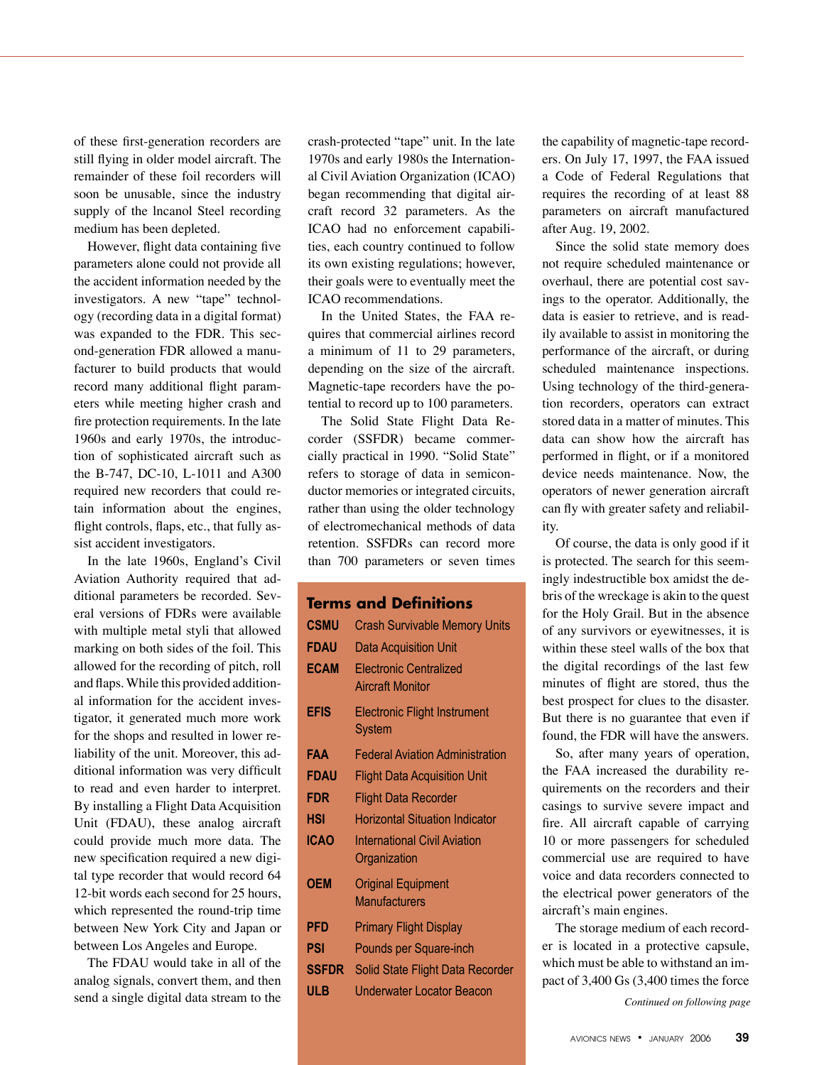of these first-generation recorders are still flying in older model aircraft. The remainder of these foil recorders will soon be unusable, since the industry supply of the lncanol Steel recording medium has been depleted.

However, flight data containing five parameters alone could not provide all the accident information needed by the investigators. A new "tape" technology (recording data in a digital format) was expanded to the FDR. This second-generation FDR allowed a manufacturer to build products that would record many additional flight parameters while meeting higher crash and fire protection requirements. In the late 1960s and early 1970s, the introduction of sophisticated aircraft such as the B-747, DC-10, L-1011 and A300 required new recorders that could retain information about the engines, flight controls, flaps, etc., that fully assist accident investigators.

In the late 1960s, England's Civil Aviation Authority required that additional parameters be recorded. Several versions of FDRs were available with multiple metal styli that allowed marking on both sides of the foil. This allowed for the recording of pitch, roll and flaps. While this provided additional information for the accident investigator, it generated much more work for the shops and resulted in lower reliability of the unit. Moreover, this additional information was very difficult to read and even harder to interpret. By installing a Flight Data Acquisition Unit (FDAU), these analog aircraft could provide much more data. The new specification required a new digital type recorder that would record 64 12-bit words each second for 25 hours, which represented the round-trip time between New York City and Japan or between Los Angeles and Europe.

The FDAU would take in all of the analog signals, convert them, and then send a single digital data stream to the crash-protected "tape" unit. In the late 1970s and early 1980s the International Civil Aviation Organization (ICAO) began recommending that digital aircraft record 32 parameters. As the ICAO had no enforcement capabilities, each country continued to follow its own existing regulations; however, their goals were to eventually meet the ICAO recommendations.

In the United States, the FAA requires that commercial airlines record a minimum of 11 to 29 parameters, depending on the size of the aircraft. Magnetic-tape recorders have the potential to record up to 100 parameters.

The Solid State Flight Data Recorder (SSFDR) became commercially practical in 1990. "Solid State" refers to storage of data in semiconductor memories or integrated circuits, rather than using the older technology of electromechanical methods of data retention. SSFDRs can record more than 700 parameters or seven times the capability of magnetic-tape recorders. On July 17, 1997, the FAA issued a Code of Federal Regulations that requires the recording of at least 88 parameters on aircraft manufactured after Aug. 19, 2002.

Since the solid state memory does not require scheduled maintenance or overhaul, there are potential cost savings to the operator. Additionally, the data is easier to retrieve, and is readily available to assist in monitoring the performance of the aircraft, or during scheduled maintenance inspections. Using technology of the third-generation recorders, operators can extract stored data in a matter of minutes. This data can show how the aircraft has performed in flight, or if a monitored device needs maintenance. Now, the operators of newer generation aircraft can fly with greater safety and reliability.

Of course, the data is only good if it is protected. The search for this seemingly indestructible box amidst the debris of the wreckage is akin to the quest for the Holy Grail. But in the absence of any survivors or eyewitnesses, it is within these steel walls of the box that the digital recordings of the last few minutes of flight are stored, thus the best prospect for clues to the disaster. But there is no guarantee that even if found, the FDR will have the answers.

So, after many years of operation, the FAA increased the durability requirements on the recorders and their casings to survive severe impact and fire. All aircraft capable of carrying 10 or more passengers for scheduled commercial use are required to have voice and data recorders connected to the electrical power generators of the aircraft's main engines.

The storage medium of each recorder is located in a protective capsule, which must be able to withstand an impact of 3,400 Gs (3,400 times the force

*Continued on following page*

## Terms and Definitions

| Term | Definition |
|---|---|
| CSMU | Crash Survivable Memory Units |
| FDAU | Data Acquisition Unit |
| ECAM | Electronic Centralized Aircraft Monitor |
| EFIS | Electronic Flight Instrument System |
| FAA | Federal Aviation Administration |
| FDAU | Flight Data Acquisition Unit |
| FDR | Flight Data Recorder |
| HSI | Horizontal Situation Indicator |
| ICAO | International Civil Aviation Organization |
| OEM | Original Equipment Manufacturers |
| PFD | Primary Flight Display |
| PSI | Pounds per Square-inch |
| SSFDR | Solid State Flight Data Recorder |
| ULB | Underwater Locator Beacon |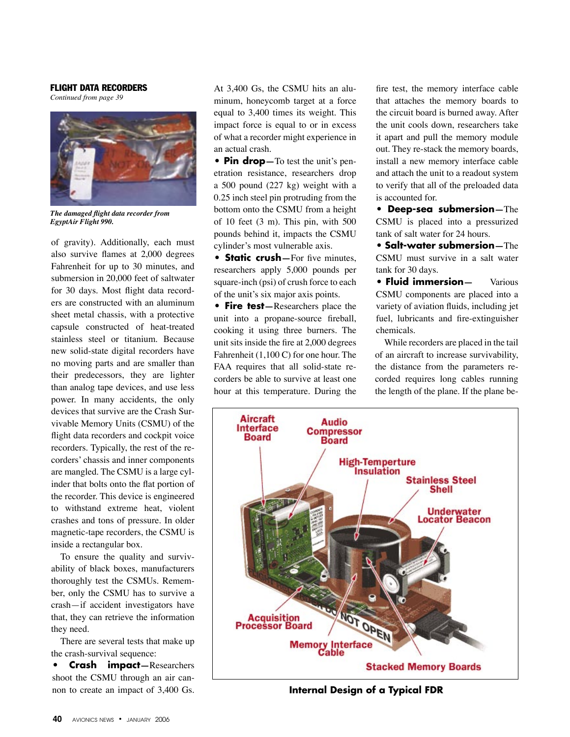**FLIGHT DATA RECORDERS**

*Continued from page 39*

***The damaged flight data recorder from EgyptAir Flight 990.***

of gravity). Additionally, each must also survive flames at 2,000 degrees Fahrenheit for up to 30 minutes, and submersion in 20,000 feet of saltwater for 30 days. Most flight data recorders are constructed with an aluminum sheet metal chassis, with a protective capsule constructed of heat-treated stainless steel or titanium. Because new solid-state digital recorders have no moving parts and are smaller than their predecessors, they are lighter than analog tape devices, and use less power. In many accidents, the only devices that survive are the Crash Survivable Memory Units (CSMU) of the flight data recorders and cockpit voice recorders. Typically, the rest of the recorders' chassis and inner components are mangled. The CSMU is a large cylinder that bolts onto the flat portion of the recorder. This device is engineered to withstand extreme heat, violent crashes and tons of pressure. In older magnetic-tape recorders, the CSMU is inside a rectangular box.

To ensure the quality and survivability of black boxes, manufacturers thoroughly test the CSMUs. Remember, only the CSMU has to survive a crash—if accident investigators have that, they can retrieve the information they need.

There are several tests that make up the crash-survival sequence:

- **Crash impact**—Researchers shoot the CSMU through an air cannon to create an impact of 3,400 Gs. At 3,400 Gs, the CSMU hits an aluminum, honeycomb target at a force equal to 3,400 times its weight. This impact force is equal to or in excess of what a recorder might experience in an actual crash.
- **Pin drop**—To test the unit's penetration resistance, researchers drop a 500 pound (227 kg) weight with a 0.25 inch steel pin protruding from the bottom onto the CSMU from a height of 10 feet (3 m). This pin, with 500 pounds behind it, impacts the CSMU cylinder's most vulnerable axis.
- **Static crush**—For five minutes, researchers apply 5,000 pounds per square-inch (psi) of crush force to each of the unit's six major axis points.
- **Fire test**—Researchers place the unit into a propane-source fireball, cooking it using three burners. The unit sits inside the fire at 2,000 degrees Fahrenheit (1,100 C) for one hour. The FAA requires that all solid-state recorders be able to survive at least one hour at this temperature. During the fire test, the memory interface cable that attaches the memory boards to the circuit board is burned away. After the unit cools down, researchers take it apart and pull the memory module out. They re-stack the memory boards, install a new memory interface cable and attach the unit to a readout system to verify that all of the preloaded data is accounted for.
- **Deep-sea submersion**—The CSMU is placed into a pressurized tank of salt water for 24 hours.
- **Salt-water submersion**—The CSMU must survive in a salt water tank for 30 days.
- **Fluid immersion**— Various CSMU components are placed into a variety of aviation fluids, including jet fuel, lubricants and fire-extinguisher chemicals.

While recorders are placed in the tail of an aircraft to increase survivability, the distance from the parameters recorded requires long cables running the length of the plane. If the plane be-

**Internal Design of a Typical FDR**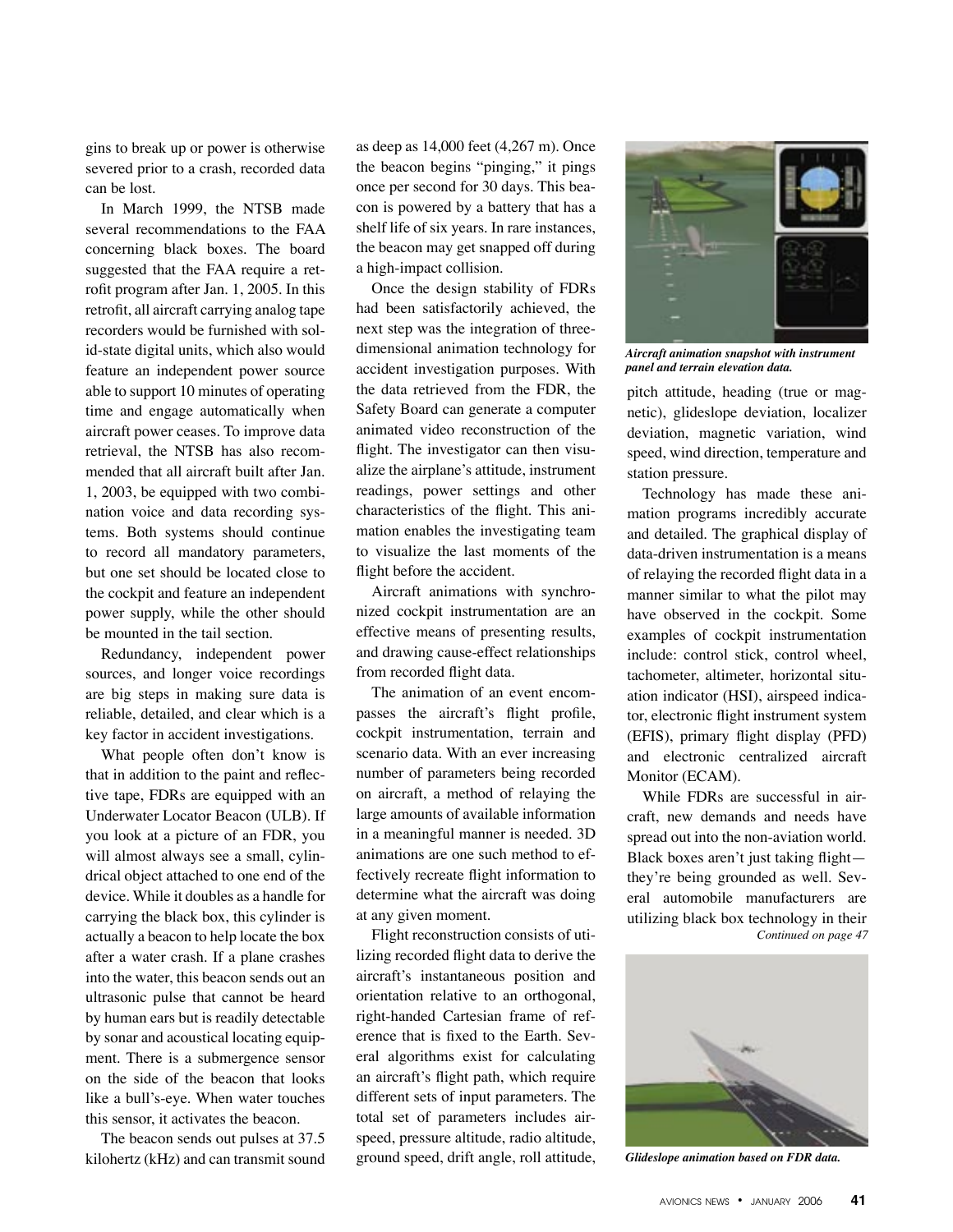gins to break up or power is otherwise severed prior to a crash, recorded data can be lost.

In March 1999, the NTSB made several recommendations to the FAA concerning black boxes. The board suggested that the FAA require a retrofit program after Jan. 1, 2005. In this retrofit, all aircraft carrying analog tape recorders would be furnished with solid-state digital units, which also would feature an independent power source able to support 10 minutes of operating time and engage automatically when aircraft power ceases. To improve data retrieval, the NTSB has also recommended that all aircraft built after Jan. 1, 2003, be equipped with two combination voice and data recording systems. Both systems should continue to record all mandatory parameters, but one set should be located close to the cockpit and feature an independent power supply, while the other should be mounted in the tail section.

Redundancy, independent power sources, and longer voice recordings are big steps in making sure data is reliable, detailed, and clear which is a key factor in accident investigations.

What people often don't know is that in addition to the paint and reflective tape, FDRs are equipped with an Underwater Locator Beacon (ULB). If you look at a picture of an FDR, you will almost always see a small, cylindrical object attached to one end of the device. While it doubles as a handle for carrying the black box, this cylinder is actually a beacon to help locate the box after a water crash. If a plane crashes into the water, this beacon sends out an ultrasonic pulse that cannot be heard by human ears but is readily detectable by sonar and acoustical locating equipment. There is a submergence sensor on the side of the beacon that looks like a bull's-eye. When water touches this sensor, it activates the beacon.

The beacon sends out pulses at 37.5 kilohertz (kHz) and can transmit sound as deep as 14,000 feet (4,267 m). Once the beacon begins "pinging," it pings once per second for 30 days. This beacon is powered by a battery that has a shelf life of six years. In rare instances, the beacon may get snapped off during a high-impact collision.

Once the design stability of FDRs had been satisfactorily achieved, the next step was the integration of three-dimensional animation technology for accident investigation purposes. With the data retrieved from the FDR, the Safety Board can generate a computer animated video reconstruction of the flight. The investigator can then visualize the airplane's attitude, instrument readings, power settings and other characteristics of the flight. This animation enables the investigating team to visualize the last moments of the flight before the accident.

Aircraft animations with synchronized cockpit instrumentation are an effective means of presenting results, and drawing cause-effect relationships from recorded flight data.

The animation of an event encompasses the aircraft's flight profile, cockpit instrumentation, terrain and scenario data. With an ever increasing number of parameters being recorded on aircraft, a method of relaying the large amounts of available information in a meaningful manner is needed. 3D animations are one such method to effectively recreate flight information to determine what the aircraft was doing at any given moment.

Flight reconstruction consists of utilizing recorded flight data to derive the aircraft's instantaneous position and orientation relative to an orthogonal, right-handed Cartesian frame of reference that is fixed to the Earth. Several algorithms exist for calculating an aircraft's flight path, which require different sets of input parameters. The total set of parameters includes airspeed, pressure altitude, radio altitude, ground speed, drift angle, roll attitude, pitch attitude, heading (true or magnetic), glideslope deviation, localizer deviation, magnetic variation, wind speed, wind direction, temperature and station pressure.

*Aircraft animation snapshot with instrument panel and terrain elevation data.*

Technology has made these animation programs incredibly accurate and detailed. The graphical display of data-driven instrumentation is a means of relaying the recorded flight data in a manner similar to what the pilot may have observed in the cockpit. Some examples of cockpit instrumentation include: control stick, control wheel, tachometer, altimeter, horizontal situation indicator (HSI), airspeed indicator, electronic flight instrument system (EFIS), primary flight display (PFD) and electronic centralized aircraft Monitor (ECAM).

While FDRs are successful in aircraft, new demands and needs have spread out into the non-aviation world. Black boxes aren't just taking flight—they're being grounded as well. Several automobile manufacturers are utilizing black box technology in their

*Continued on page 47*

*Glideslope animation based on FDR data.*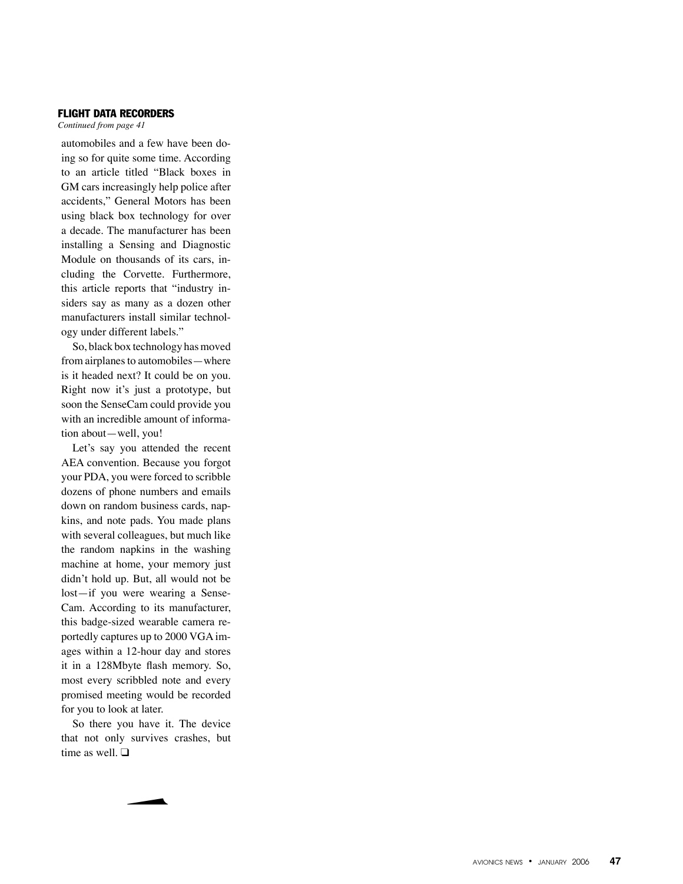**FLIGHT DATA RECORDERS**

*Continued from page 41*

automobiles and a few have been doing so for quite some time. According to an article titled "Black boxes in GM cars increasingly help police after accidents," General Motors has been using black box technology for over a decade. The manufacturer has been installing a Sensing and Diagnostic Module on thousands of its cars, including the Corvette. Furthermore, this article reports that "industry insiders say as many as a dozen other manufacturers install similar technology under different labels."

So, black box technology has moved from airplanes to automobiles—where is it headed next? It could be on you. Right now it's just a prototype, but soon the SenseCam could provide you with an incredible amount of information about—well, you!

Let's say you attended the recent AEA convention. Because you forgot your PDA, you were forced to scribble dozens of phone numbers and emails down on random business cards, napkins, and note pads. You made plans with several colleagues, but much like the random napkins in the washing machine at home, your memory just didn't hold up. But, all would not be lost—if you were wearing a SenseCam. According to its manufacturer, this badge-sized wearable camera reportedly captures up to 2000 VGA images within a 12-hour day and stores it in a 128Mbyte flash memory. So, most every scribbled note and every promised meeting would be recorded for you to look at later.

So there you have it. The device that not only survives crashes, but time as well. ❑